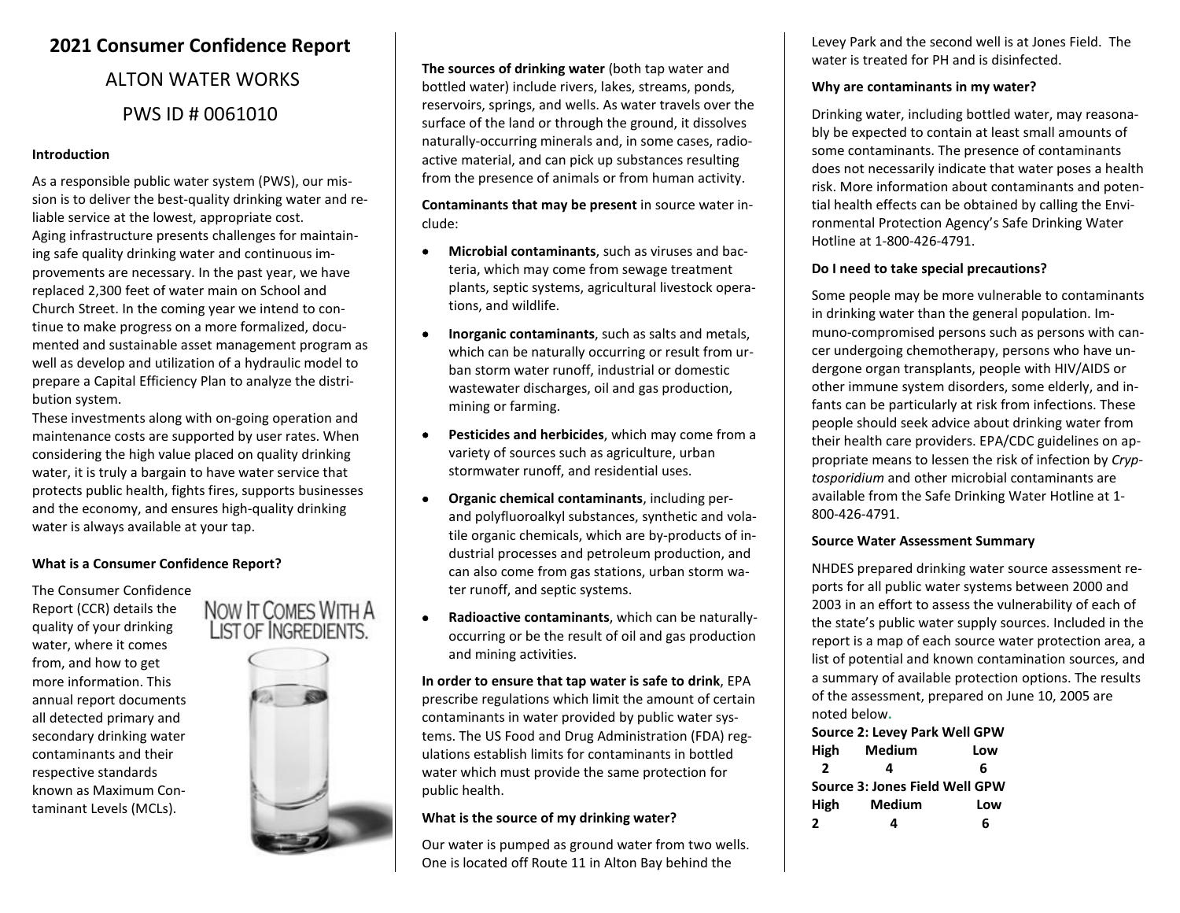# 2021 Consumer Confidence Report

## ALTON WATER WORKS

## PWS ID # 0061010

### Introduction

As a responsible public water system (PWS), our mission is to deliver the best-quality drinking water and reliable service at the lowest, appropriate cost.

Aging infrastructure presents challenges for maintaining safe quality drinking water and continuous improvements are necessary. In the past year, we have replaced 2,300 feet of water main on School and Church Street. In the coming year we intend to continue to make progress on a more formalized, documented and sustainable asset management program as well as develop and utilization of a hydraulic model to prepare a Capital Efficiency Plan to analyze the distribution system.

These investments along with on-going operation and maintenance costs are supported by user rates. When considering the high value placed on quality drinking water, it is truly a bargain to have water service that protects public health, fights fires, supports businesses and the economy, and ensures high-quality drinking water is always available at your tap.

### What is a Consumer Confidence Report?

The Consumer Confidence Report (CCR) details the quality of your drinking water, where it comes from, and how to get more information. This annual report documents all detected primary and secondary drinking water contaminants and their respective standards known as Maximum Contaminant Levels (MCLs).

NOW IT COMES WITH A LIST OF INGREDIENTS.

**The sources of drinking water** (both tap water and bottled water) include rivers, lakes, streams, ponds, reservoirs, springs, and wells. As water travels over the surface of the land or through the ground, it dissolves naturally-occurring minerals and, in some cases, radioactive material, and can pick up substances resulting from the presence of animals or from human activity.

**Contaminants that may be present** in source water include:

- **Microbial contaminants**, such as viruses and bacteria, which may come from sewage treatment plants, septic systems, agricultural livestock operations, and wildlife.
- **Inorganic contaminants**, such as salts and metals, which can be naturally occurring or result from urban storm water runoff, industrial or domestic wastewater discharges, oil and gas production, mining or farming.
- **Pesticides and herbicides**, which may come from a variety of sources such as agriculture, urban stormwater runoff, and residential uses.
- **Organic chemical contaminants**, including per- and polyfluoroalkyl substances, synthetic and volatile organic chemicals, which are by-products of industrial processes and petroleum production, and can also come from gas stations, urban storm water runoff, and septic systems.
- **Radioactive contaminants**, which can be naturally-occurring or be the result of oil and gas production and mining activities.

**In order to ensure that tap water is safe to drink**, EPA prescribe regulations which limit the amount of certain contaminants in water provided by public water systems. The US Food and Drug Administration (FDA) regulations establish limits for contaminants in bottled water which must provide the same protection for public health.

### What is the source of my drinking water?

Our water is pumped as ground water from two wells. One is located off Route 11 in Alton Bay behind the Levey Park and the second well is at Jones Field. The water is treated for PH and is disinfected.

### Why are contaminants in my water?

Drinking water, including bottled water, may reasonably be expected to contain at least small amounts of some contaminants. The presence of contaminants does not necessarily indicate that water poses a health risk. More information about contaminants and potential health effects can be obtained by calling the Environmental Protection Agency's Safe Drinking Water Hotline at 1-800-426-4791.

### Do I need to take special precautions?

Some people may be more vulnerable to contaminants in drinking water than the general population. Immuno-compromised persons such as persons with cancer undergoing chemotherapy, persons who have undergone organ transplants, people with HIV/AIDS or other immune system disorders, some elderly, and infants can be particularly at risk from infections. These people should seek advice about drinking water from their health care providers. EPA/CDC guidelines on appropriate means to lessen the risk of infection by *Cryptosporidium* and other microbial contaminants are available from the Safe Drinking Water Hotline at 1-800-426-4791.

### Source Water Assessment Summary

NHDES prepared drinking water source assessment reports for all public water systems between 2000 and 2003 in an effort to assess the vulnerability of each of the state's public water supply sources. Included in the report is a map of each source water protection area, a list of potential and known contamination sources, and a summary of available protection options. The results of the assessment, prepared on June 10, 2005 are noted below.

**Source 2: Levey Park Well GPW**

| High | Medium | Low |
|---|---|---|
| 2 | 4 | 6 |

**Source 3: Jones Field Well GPW**

| High | Medium | Low |
|---|---|---|
| 2 | 4 | 6 |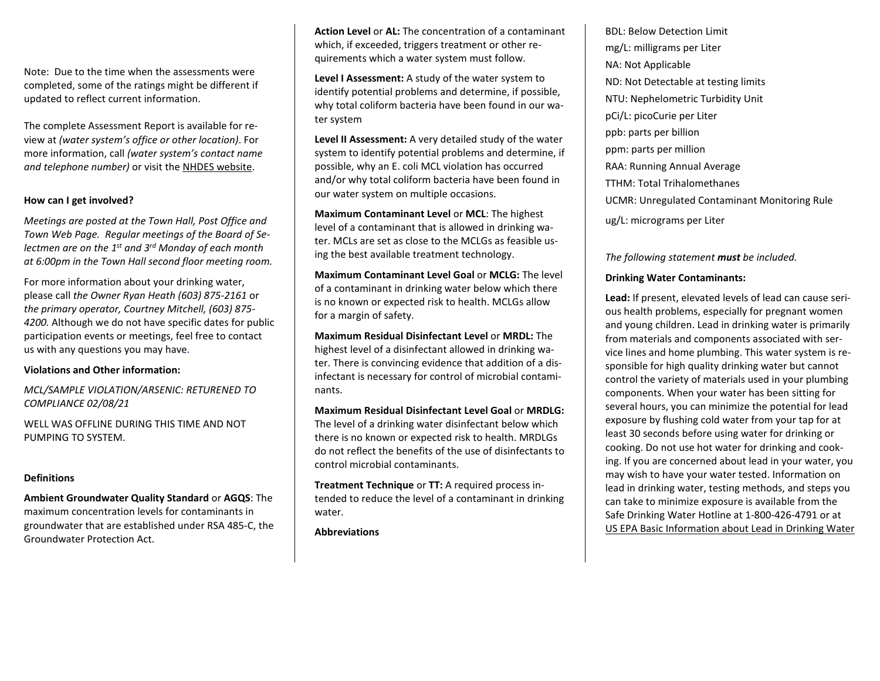Note: Due to the time when the assessments were completed, some of the ratings might be different if updated to reflect current information.

The complete Assessment Report is available for review at *(water system's office or other location)*. For more information, call *(water system's contact name and telephone number)* or visit the NHDES website.

**How can I get involved?**

*Meetings are posted at the Town Hall, Post Office and Town Web Page. Regular meetings of the Board of Selectmen are on the 1st and 3rd Monday of each month at 6:00pm in the Town Hall second floor meeting room.*

For more information about your drinking water, please call *the Owner Ryan Heath (603) 875-2161* or *the primary operator, Courtney Mitchell, (603) 875-4200.* Although we do not have specific dates for public participation events or meetings, feel free to contact us with any questions you may have.

**Violations and Other information:**

*MCL/SAMPLE VIOLATION/ARSENIC: RETURENED TO COMPLIANCE 02/08/21*

WELL WAS OFFLINE DURING THIS TIME AND NOT PUMPING TO SYSTEM.

**Definitions**

**Ambient Groundwater Quality Standard** or **AGQS**: The maximum concentration levels for contaminants in groundwater that are established under RSA 485-C, the Groundwater Protection Act.

**Action Level** or **AL:** The concentration of a contaminant which, if exceeded, triggers treatment or other requirements which a water system must follow.

**Level I Assessment:** A study of the water system to identify potential problems and determine, if possible, why total coliform bacteria have been found in our water system

**Level II Assessment:** A very detailed study of the water system to identify potential problems and determine, if possible, why an E. coli MCL violation has occurred and/or why total coliform bacteria have been found in our water system on multiple occasions.

**Maximum Contaminant Level** or **MCL**: The highest level of a contaminant that is allowed in drinking water. MCLs are set as close to the MCLGs as feasible using the best available treatment technology.

**Maximum Contaminant Level Goal** or **MCLG:** The level of a contaminant in drinking water below which there is no known or expected risk to health. MCLGs allow for a margin of safety.

**Maximum Residual Disinfectant Level** or **MRDL:** The highest level of a disinfectant allowed in drinking water. There is convincing evidence that addition of a disinfectant is necessary for control of microbial contaminants.

**Maximum Residual Disinfectant Level Goal** or **MRDLG:** The level of a drinking water disinfectant below which there is no known or expected risk to health. MRDLGs do not reflect the benefits of the use of disinfectants to control microbial contaminants.

**Treatment Technique** or **TT:** A required process intended to reduce the level of a contaminant in drinking water.

**Abbreviations**

BDL: Below Detection Limit
mg/L: milligrams per Liter
NA: Not Applicable
ND: Not Detectable at testing limits
NTU: Nephelometric Turbidity Unit
pCi/L: picoCurie per Liter
ppb: parts per billion
ppm: parts per million
RAA: Running Annual Average
TTHM: Total Trihalomethanes
UCMR: Unregulated Contaminant Monitoring Rule
ug/L: micrograms per Liter

*The following statement* ***must*** *be included.*

**Drinking Water Contaminants:**

**Lead:** If present, elevated levels of lead can cause serious health problems, especially for pregnant women and young children. Lead in drinking water is primarily from materials and components associated with service lines and home plumbing. This water system is responsible for high quality drinking water but cannot control the variety of materials used in your plumbing components. When your water has been sitting for several hours, you can minimize the potential for lead exposure by flushing cold water from your tap for at least 30 seconds before using water for drinking or cooking. Do not use hot water for drinking and cooking. If you are concerned about lead in your water, you may wish to have your water tested. Information on lead in drinking water, testing methods, and steps you can take to minimize exposure is available from the Safe Drinking Water Hotline at 1-800-426-4791 or at US EPA Basic Information about Lead in Drinking Water